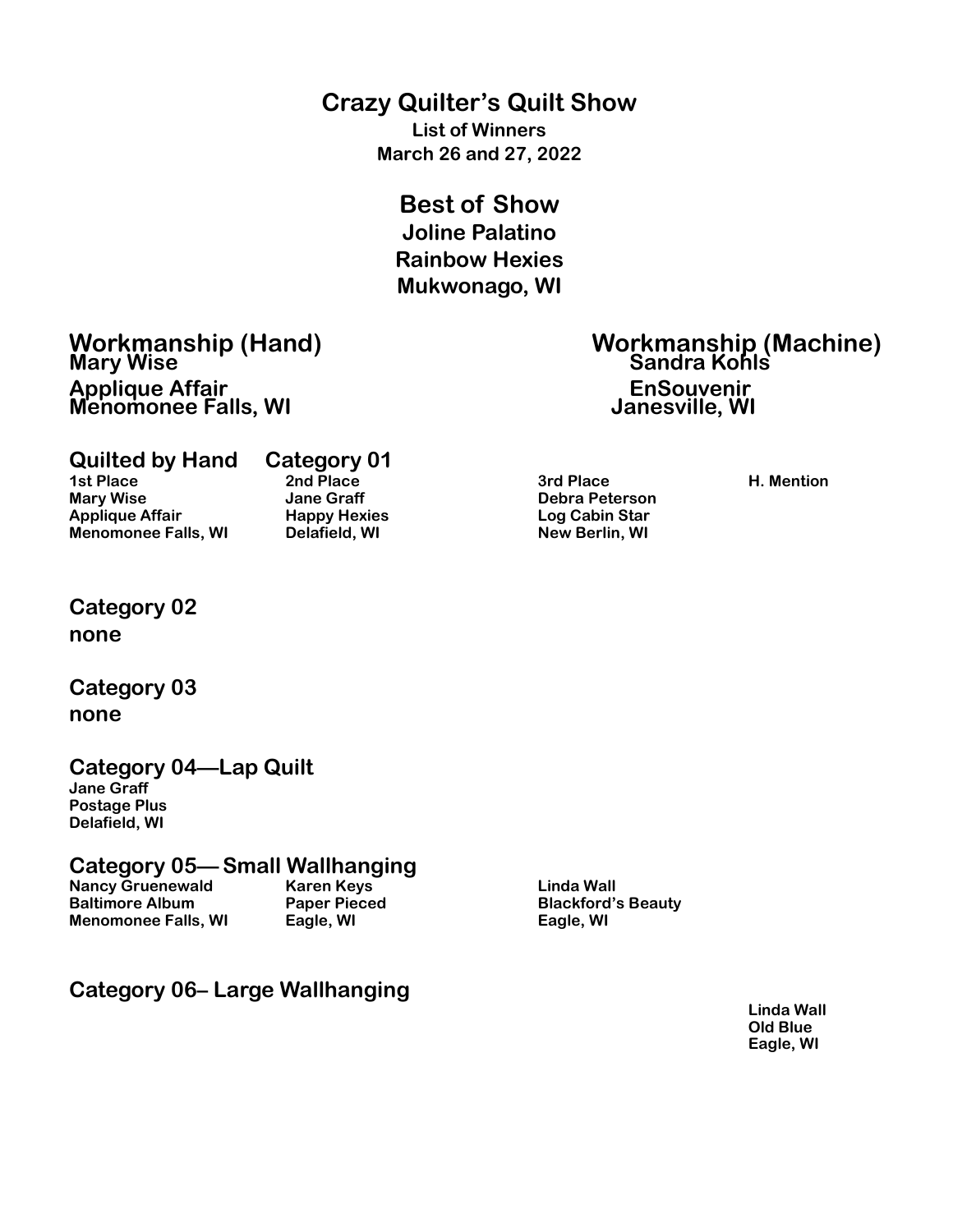# Crazy Quilter's Quilt Show

**List of Winners**
**March 26 and 27, 2022**

## Best of Show

**Joline Palatino**
**Rainbow Hexies**
**Mukwonago, WI**

## Workmanship (Hand)

**Mary Wise**
**Applique Affair**
**Menomonee Falls, WI**

## Workmanship (Machine)

**Sandra Kohls**
**EnSouvenir**
**Janesville, WI**

## Quilted by Hand Category 01

| 1st Place | 2nd Place | 3rd Place | H. Mention |
|---|---|---|---|
| Mary Wise | Jane Graff | Debra Peterson | |
| Applique Affair | Happy Hexies | Log Cabin Star | |
| Menomonee Falls, WI | Delafield, WI | New Berlin, WI | |

## Category 02

none

## Category 03

none

## Category 04—Lap Quilt

**Jane Graff**
**Postage Plus**
**Delafield, WI**

## Category 05— Small Wallhanging

**Nancy Gruenewald**
**Baltimore Album**
**Menomonee Falls, WI**

**Karen Keys**
**Paper Pieced**
**Eagle, WI**

**Linda Wall**
**Blackford's Beauty**
**Eagle, WI**

## Category 06– Large Wallhanging

**Linda Wall**
**Old Blue**
**Eagle, WI**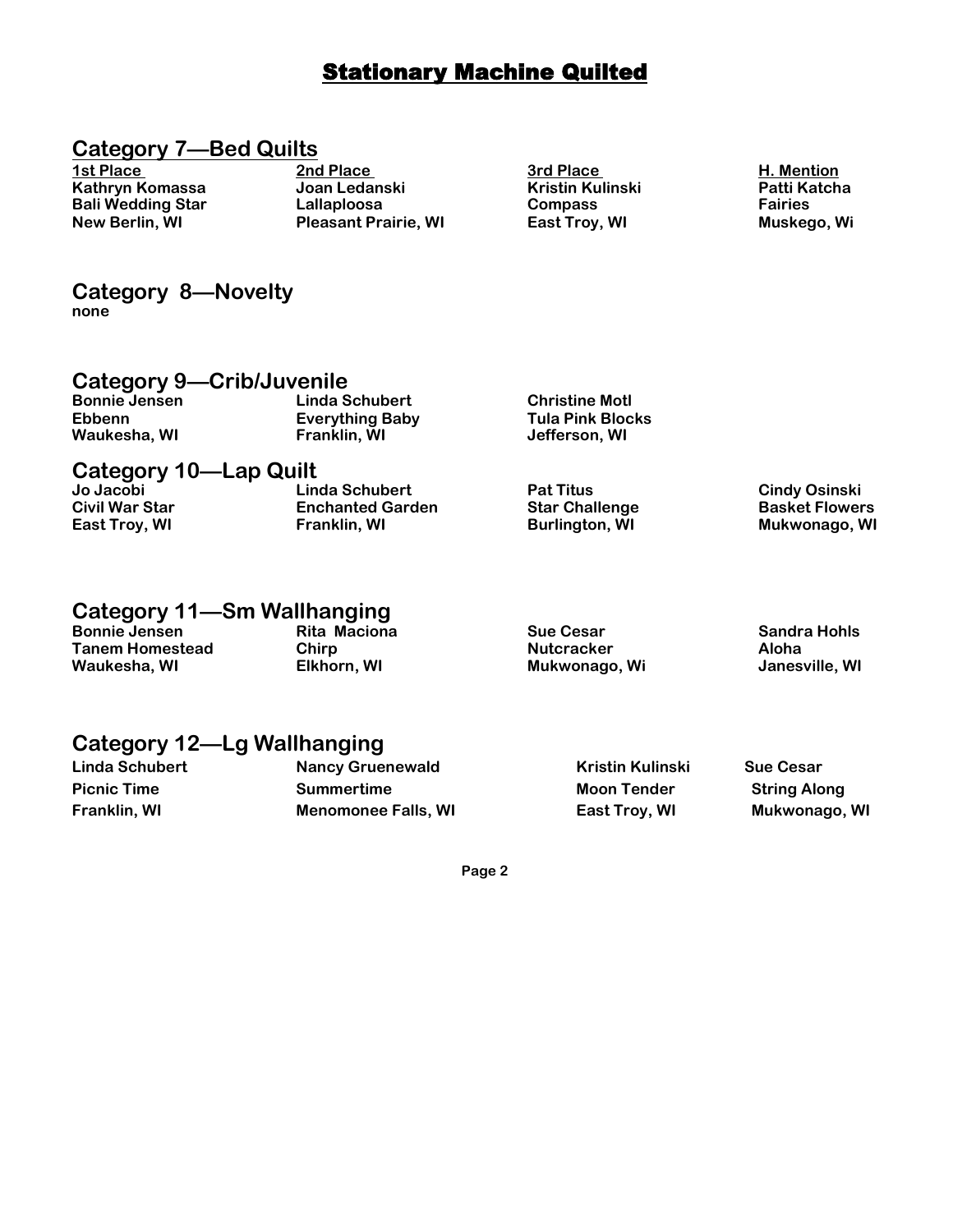# Stationary Machine Quilted

## Category 7—Bed Quilts

| 1st Place | 2nd Place | 3rd Place | H. Mention |
|---|---|---|---|
| Kathryn Komassa | Joan Ledanski | Kristin Kulinski | Patti Katcha |
| Bali Wedding Star | Lallaploosa | Compass | Fairies |
| New Berlin, WI | Pleasant Prairie, WI | East Troy, WI | Muskego, Wi |

## Category 8—Novelty

none

## Category 9—Crib/Juvenile

| | | |
|---|---|---|
| Bonnie Jensen | Linda Schubert | Christine Motl |
| Ebbenn | Everything Baby | Tula Pink Blocks |
| Waukesha, WI | Franklin, WI | Jefferson, WI |

## Category 10—Lap Quilt

| | | | |
|---|---|---|---|
| Jo Jacobi | Linda Schubert | Pat Titus | Cindy Osinski |
| Civil War Star | Enchanted Garden | Star Challenge | Basket Flowers |
| East Troy, WI | Franklin, WI | Burlington, WI | Mukwonago, WI |

## Category 11—Sm Wallhanging

| | | | |
|---|---|---|---|
| Bonnie Jensen | Rita Maciona | Sue Cesar | Sandra Hohls |
| Tanem Homestead | Chirp | Nutcracker | Aloha |
| Waukesha, WI | Elkhorn, WI | Mukwonago, Wi | Janesville, WI |

## Category 12—Lg Wallhanging

| | | | |
|---|---|---|---|
| Linda Schubert | Nancy Gruenewald | Kristin Kulinski | Sue Cesar |
| Picnic Time | Summertime | Moon Tender | String Along |
| Franklin, WI | Menomonee Falls, WI | East Troy, WI | Mukwonago, WI |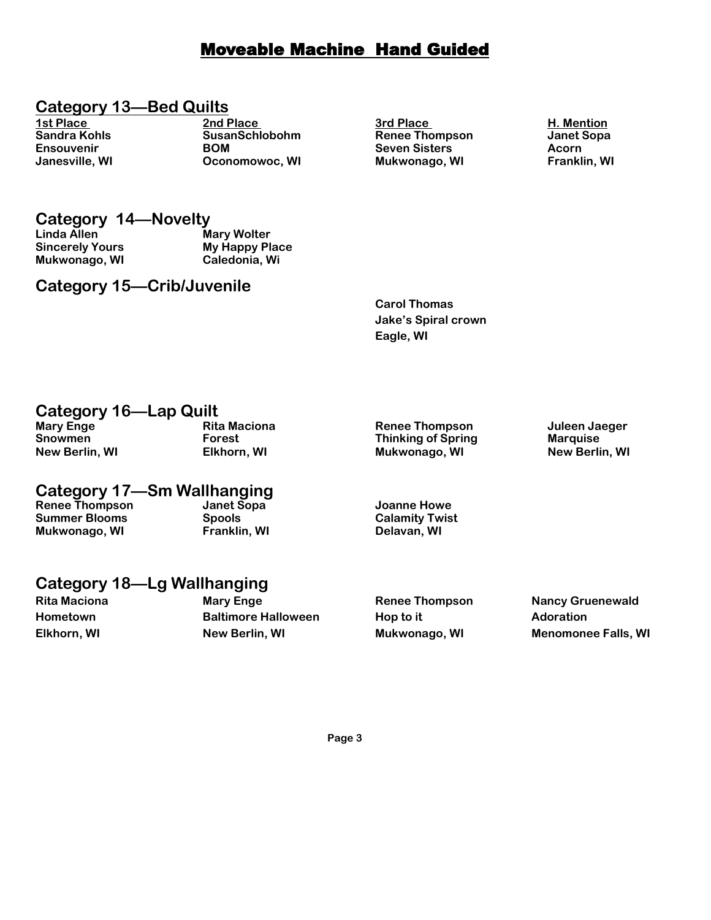# Moveable Machine Hand Guided

## Category 13—Bed Quilts

| 1st Place | 2nd Place | 3rd Place | H. Mention |
|---|---|---|---|
| Sandra Kohls | SusanSchlobohm | Renee Thompson | Janet Sopa |
| Ensouvenir | BOM | Seven Sisters | Acorn |
| Janesville, WI | Oconomowoc, WI | Mukwonago, WI | Franklin, WI |

## Category 14—Novelty

| 1st Place | 2nd Place | 3rd Place | H. Mention |
|---|---|---|---|
| Linda Allen | Mary Wolter | | |
| Sincerely Yours | My Happy Place | | |
| Mukwonago, WI | Caledonia, Wi | | |

## Category 15—Crib/Juvenile

| 1st Place | 2nd Place | 3rd Place | H. Mention |
|---|---|---|---|
| | | Carol Thomas | |
| | | Jake's Spiral crown | |
| | | Eagle, WI | |

## Category 16—Lap Quilt

| 1st Place | 2nd Place | 3rd Place | H. Mention |
|---|---|---|---|
| Mary Enge | Rita Maciona | Renee Thompson | Juleen Jaeger |
| Snowmen | Forest | Thinking of Spring | Marquise |
| New Berlin, WI | Elkhorn, WI | Mukwonago, WI | New Berlin, WI |

## Category 17—Sm Wallhanging

| 1st Place | 2nd Place | 3rd Place | H. Mention |
|---|---|---|---|
| Renee Thompson | Janet Sopa | Joanne Howe | |
| Summer Blooms | Spools | Calamity Twist | |
| Mukwonago, WI | Franklin, WI | Delavan, WI | |

## Category 18—Lg Wallhanging

| 1st Place | 2nd Place | 3rd Place | H. Mention |
|---|---|---|---|
| Rita Maciona | Mary Enge | Renee Thompson | Nancy Gruenewald |
| Hometown | Baltimore Halloween | Hop to it | Adoration |
| Elkhorn, WI | New Berlin, WI | Mukwonago, WI | Menomonee Falls, WI |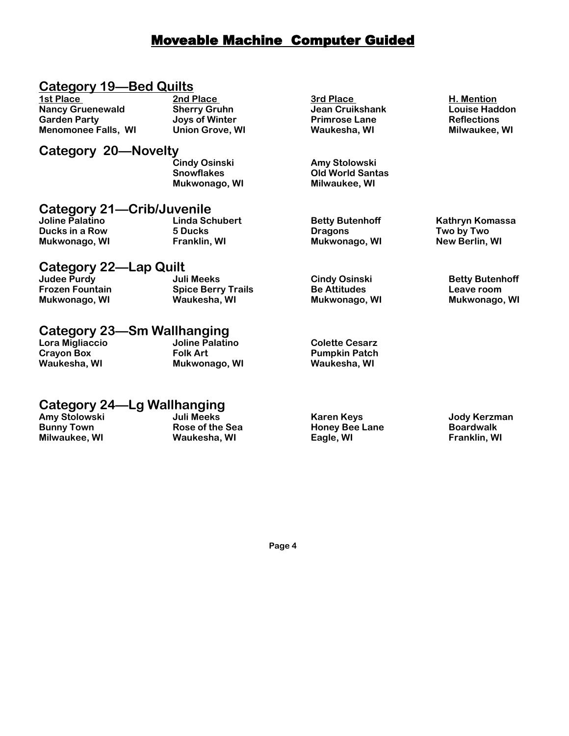# Moveable Machine Computer Guided

## Category 19—Bed Quilts

| 1st Place | 2nd Place | 3rd Place | H. Mention |
|---|---|---|---|
| Nancy Gruenewald | Sherry Gruhn | Jean Cruikshank | Louise Haddon |
| Garden Party | Joys of Winter | Primrose Lane | Reflections |
| Menomonee Falls, WI | Union Grove, WI | Waukesha, WI | Milwaukee, WI |

## Category 20—Novelty

| 1st Place | 2nd Place | 3rd Place | H. Mention |
|---|---|---|---|
| | Cindy Osinski | Amy Stolowski | |
| | Snowflakes | Old World Santas | |
| | Mukwonago, WI | Milwaukee, WI | |

## Category 21—Crib/Juvenile

| 1st Place | 2nd Place | 3rd Place | H. Mention |
|---|---|---|---|
| Joline Palatino | Linda Schubert | Betty Butenhoff | Kathryn Komassa |
| Ducks in a Row | 5 Ducks | Dragons | Two by Two |
| Mukwonago, WI | Franklin, WI | Mukwonago, WI | New Berlin, WI |

## Category 22—Lap Quilt

| 1st Place | 2nd Place | 3rd Place | H. Mention |
|---|---|---|---|
| Judee Purdy | Juli Meeks | Cindy Osinski | Betty Butenhoff |
| Frozen Fountain | Spice Berry Trails | Be Attitudes | Leave room |
| Mukwonago, WI | Waukesha, WI | Mukwonago, WI | Mukwonago, WI |

## Category 23—Sm Wallhanging

| 1st Place | 2nd Place | 3rd Place | H. Mention |
|---|---|---|---|
| Lora Migliaccio | Joline Palatino | Colette Cesarz | |
| Crayon Box | Folk Art | Pumpkin Patch | |
| Waukesha, WI | Mukwonago, WI | Waukesha, WI | |

## Category 24—Lg Wallhanging

| 1st Place | 2nd Place | 3rd Place | H. Mention |
|---|---|---|---|
| Amy Stolowski | Juli Meeks | Karen Keys | Jody Kerzman |
| Bunny Town | Rose of the Sea | Honey Bee Lane | Boardwalk |
| Milwaukee, WI | Waukesha, WI | Eagle, WI | Franklin, WI |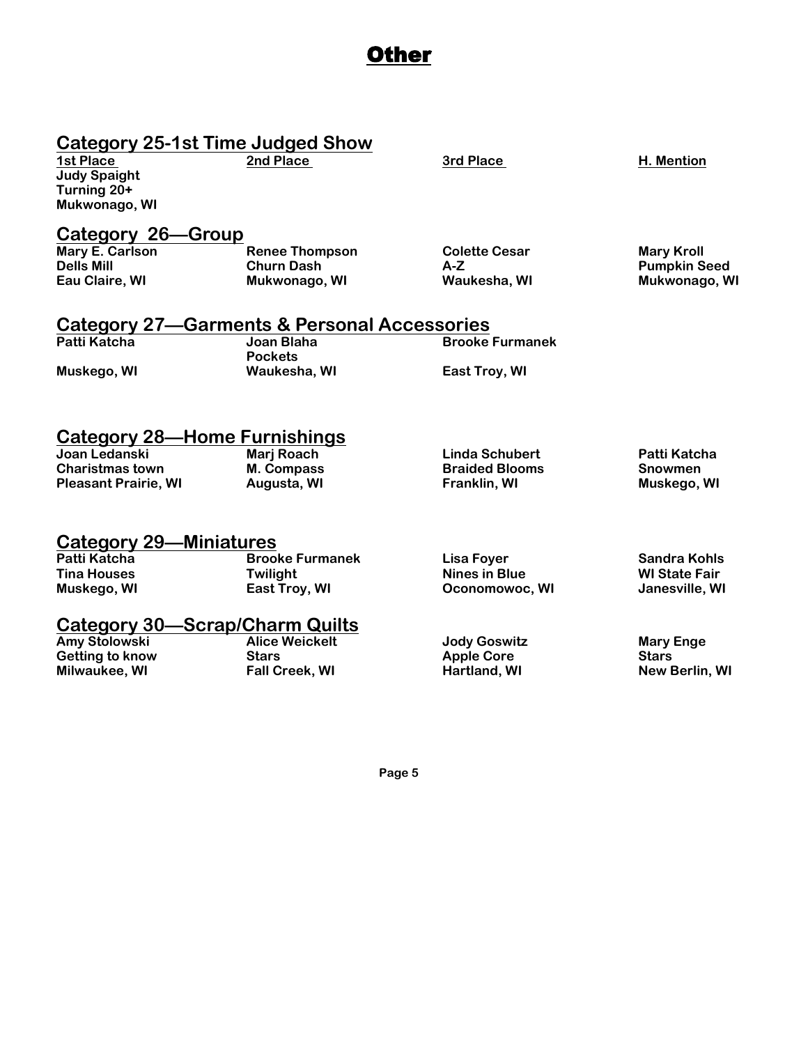# Other

## Category 25-1st Time Judged Show

| 1st Place | 2nd Place | 3rd Place | H. Mention |
|---|---|---|---|
| Judy Spaight<br>Turning 20+<br>Mukwonago, WI | | | |

## Category 26—Group

| 1st Place | 2nd Place | 3rd Place | H. Mention |
|---|---|---|---|
| Mary E. Carlson<br>Dells Mill<br>Eau Claire, WI | Renee Thompson<br>Churn Dash<br>Mukwonago, WI | Colette Cesar<br>A-Z<br>Waukesha, WI | Mary Kroll<br>Pumpkin Seed<br>Mukwonago, WI |

## Category 27—Garments & Personal Accessories

| 1st Place | 2nd Place | 3rd Place | H. Mention |
|---|---|---|---|
| Patti Katcha<br><br>Muskego, WI | Joan Blaha<br>Pockets<br>Waukesha, WI | Brooke Furmanek<br><br>East Troy, WI | |

## Category 28—Home Furnishings

| 1st Place | 2nd Place | 3rd Place | H. Mention |
|---|---|---|---|
| Joan Ledanski<br>Charistmas town<br>Pleasant Prairie, WI | Marj Roach<br>M. Compass<br>Augusta, WI | Linda Schubert<br>Braided Blooms<br>Franklin, WI | Patti Katcha<br>Snowmen<br>Muskego, WI |

## Category 29—Miniatures

| 1st Place | 2nd Place | 3rd Place | H. Mention |
|---|---|---|---|
| Patti Katcha<br>Tina Houses<br>Muskego, WI | Brooke Furmanek<br>Twilight<br>East Troy, WI | Lisa Foyer<br>Nines in Blue<br>Oconomowoc, WI | Sandra Kohls<br>WI State Fair<br>Janesville, WI |

## Category 30—Scrap/Charm Quilts

| 1st Place | 2nd Place | 3rd Place | H. Mention |
|---|---|---|---|
| Amy Stolowski<br>Getting to know<br>Milwaukee, WI | Alice Weickelt<br>Stars<br>Fall Creek, WI | Jody Goswitz<br>Apple Core<br>Hartland, WI | Mary Enge<br>Stars<br>New Berlin, WI |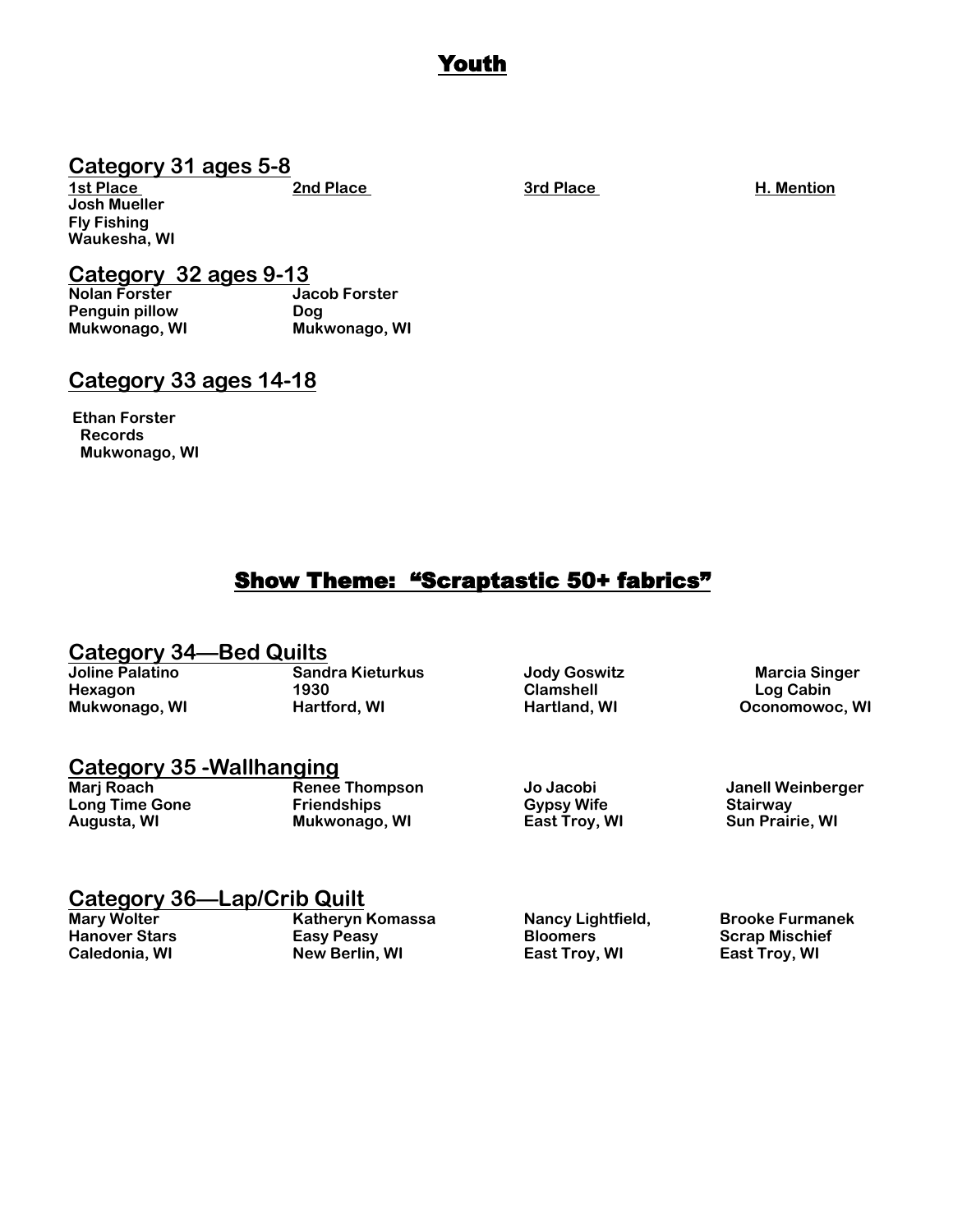# Youth

## Category 31 ages 5-8

| 1st Place | 2nd Place | 3rd Place | H. Mention |
|---|---|---|---|
| **Josh Mueller**<br>**Fly Fishing**<br>**Waukesha, WI** | | | |

## Category 32 ages 9-13

| 1st Place | 2nd Place | 3rd Place | H. Mention |
|---|---|---|---|
| **Nolan Forster**<br>**Penguin pillow**<br>**Mukwonago, WI** | **Jacob Forster**<br>**Dog**<br>**Mukwonago, WI** | | |

## Category 33 ages 14-18

| 1st Place | 2nd Place | 3rd Place | H. Mention |
|---|---|---|---|
| **Ethan Forster**<br>**Records**<br>**Mukwonago, WI** | | | |

# Show Theme: "Scraptastic 50+ fabrics"

## Category 34—Bed Quilts

| 1st Place | 2nd Place | 3rd Place | H. Mention |
|---|---|---|---|
| **Joline Palatino**<br>**Hexagon**<br>**Mukwonago, WI** | **Sandra Kieturkus**<br>**1930**<br>**Hartford, WI** | **Jody Goswitz**<br>**Clamshell**<br>**Hartland, WI** | **Marcia Singer**<br>**Log Cabin**<br>**Oconomowoc, WI** |

## Category 35 -Wallhanging

| 1st Place | 2nd Place | 3rd Place | H. Mention |
|---|---|---|---|
| **Marj Roach**<br>**Long Time Gone**<br>**Augusta, WI** | **Renee Thompson**<br>**Friendships**<br>**Mukwonago, WI** | **Jo Jacobi**<br>**Gypsy Wife**<br>**East Troy, WI** | **Janell Weinberger**<br>**Stairway**<br>**Sun Prairie, WI** |

## Category 36—Lap/Crib Quilt

| 1st Place | 2nd Place | 3rd Place | H. Mention |
|---|---|---|---|
| **Mary Wolter**<br>**Hanover Stars**<br>**Caledonia, WI** | **Katheryn Komassa**<br>**Easy Peasy**<br>**New Berlin, WI** | **Nancy Lightfield,**<br>**Bloomers**<br>**East Troy, WI** | **Brooke Furmanek**<br>**Scrap Mischief**<br>**East Troy, WI** |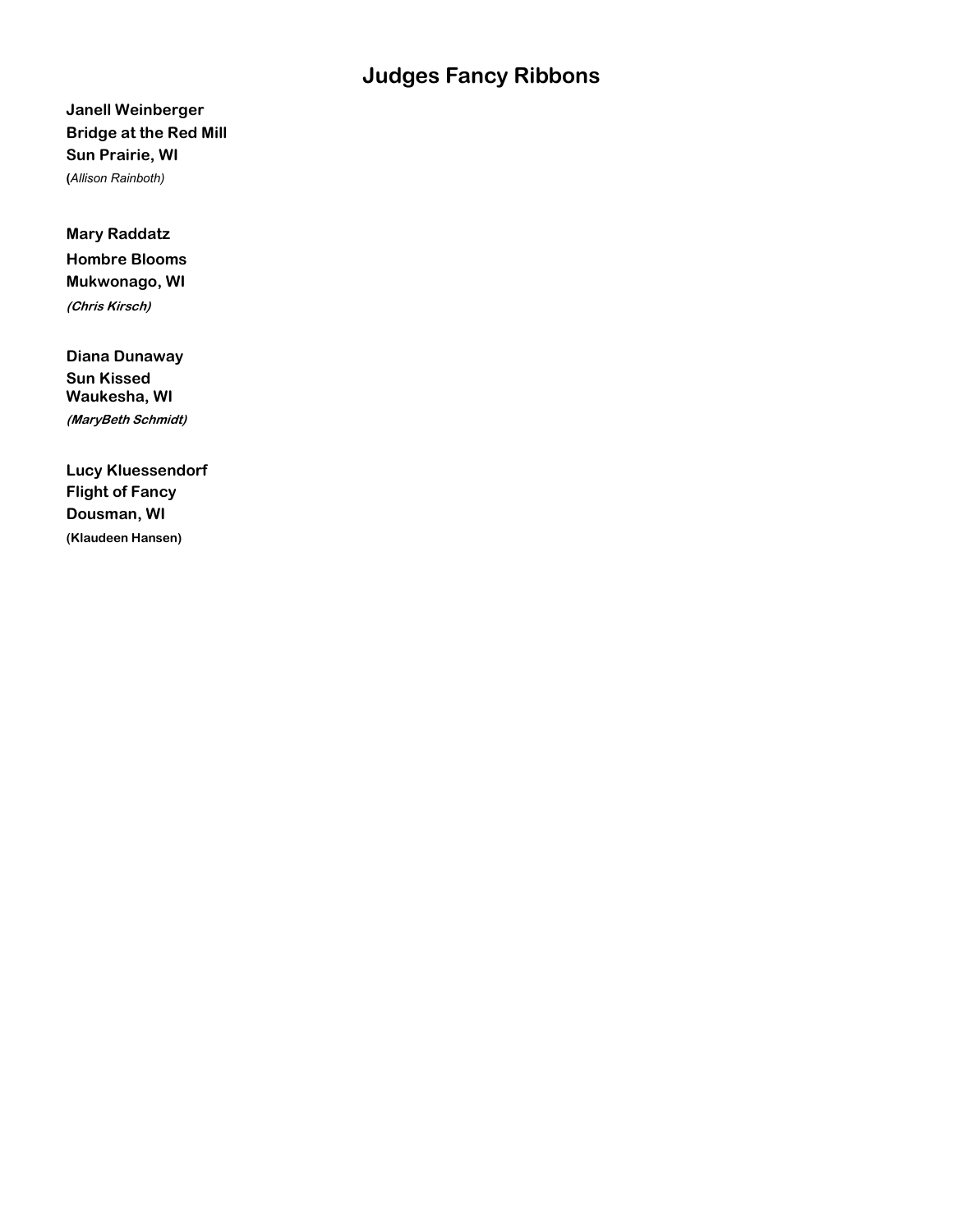# Judges Fancy Ribbons

**Janell Weinberger**
**Bridge at the Red Mill**
**Sun Prairie, WI**
*(Allison Rainboth)*

**Mary Raddatz**
**Hombre Blooms**
**Mukwonago, WI**
***(Chris Kirsch)***

**Diana Dunaway**
**Sun Kissed**
**Waukesha, WI**
***(MaryBeth Schmidt)***

**Lucy Kluessendorf**
**Flight of Fancy**
**Dousman, WI**
**(Klaudeen Hansen)**